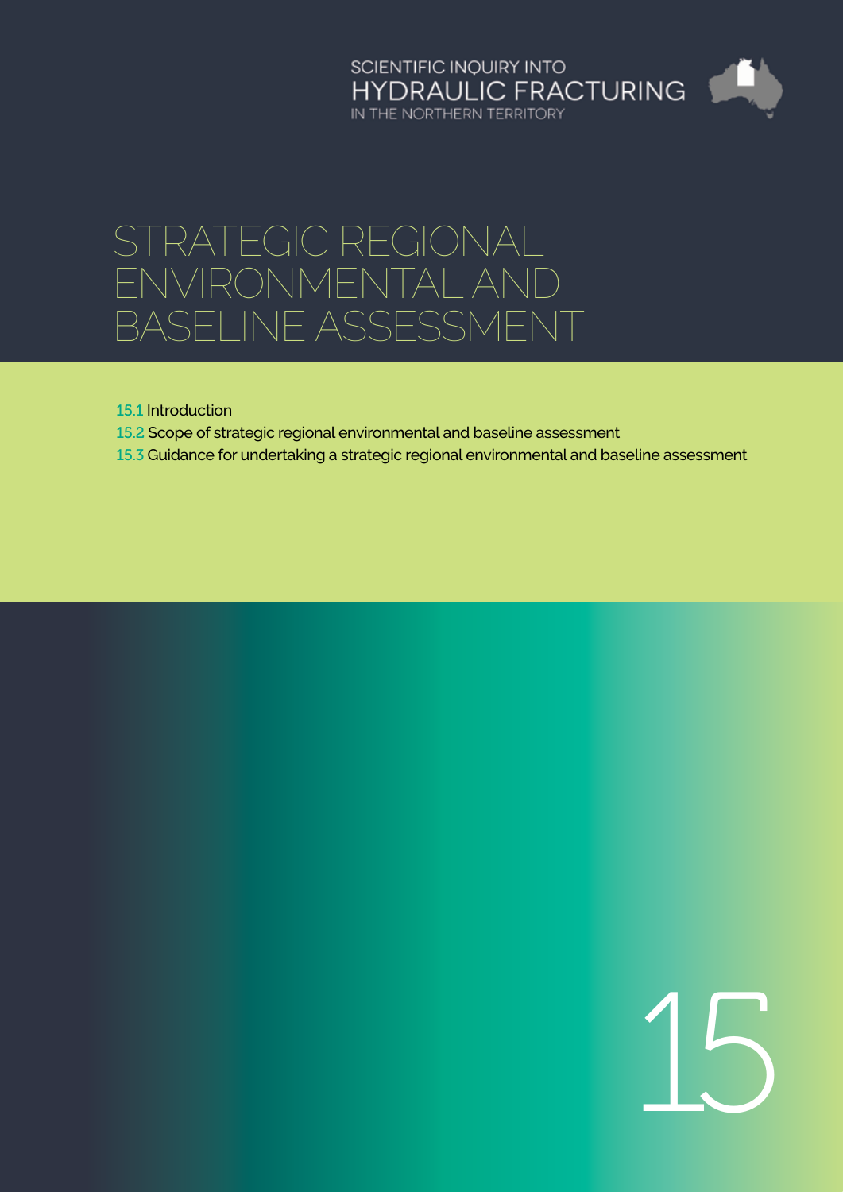SCIENTIFIC INQUIRY INTO
HYDRAULIC FRACTURING
IN THE NORTHERN TERRITORY

# STRATEGIC REGIONAL ENVIRONMENTAL AND BASELINE ASSESSMENT

15.1 Introduction

15.2 Scope of strategic regional environmental and baseline assessment

15.3 Guidance for undertaking a strategic regional environmental and baseline assessment

15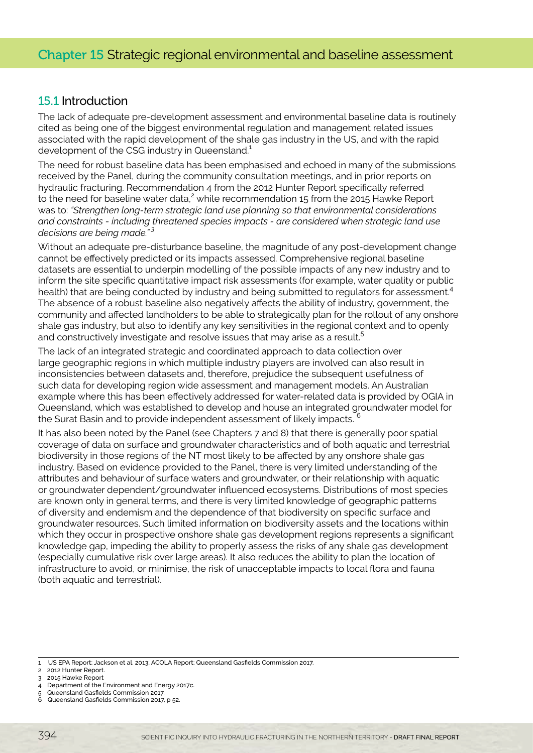# Chapter 15 Strategic regional environmental and baseline assessment

## 15.1 Introduction

The lack of adequate pre-development assessment and environmental baseline data is routinely cited as being one of the biggest environmental regulation and management related issues associated with the rapid development of the shale gas industry in the US, and with the rapid development of the CSG industry in Queensland.[1]

The need for robust baseline data has been emphasised and echoed in many of the submissions received by the Panel, during the community consultation meetings, and in prior reports on hydraulic fracturing. Recommendation 4 from the 2012 Hunter Report specifically referred to the need for baseline water data,[2] while recommendation 15 from the 2015 Hawke Report was to: *"Strengthen long-term strategic land use planning so that environmental considerations and constraints - including threatened species impacts - are considered when strategic land use decisions are being made."*[3]

Without an adequate pre-disturbance baseline, the magnitude of any post-development change cannot be effectively predicted or its impacts assessed. Comprehensive regional baseline datasets are essential to underpin modelling of the possible impacts of any new industry and to inform the site specific quantitative impact risk assessments (for example, water quality or public health) that are being conducted by industry and being submitted to regulators for assessment.[4] The absence of a robust baseline also negatively affects the ability of industry, government, the community and affected landholders to be able to strategically plan for the rollout of any onshore shale gas industry, but also to identify any key sensitivities in the regional context and to openly and constructively investigate and resolve issues that may arise as a result.[5]

The lack of an integrated strategic and coordinated approach to data collection over large geographic regions in which multiple industry players are involved can also result in inconsistencies between datasets and, therefore, prejudice the subsequent usefulness of such data for developing region wide assessment and management models. An Australian example where this has been effectively addressed for water-related data is provided by OGIA in Queensland, which was established to develop and house an integrated groundwater model for the Surat Basin and to provide independent assessment of likely impacts.[6]

It has also been noted by the Panel (see Chapters 7 and 8) that there is generally poor spatial coverage of data on surface and groundwater characteristics and of both aquatic and terrestrial biodiversity in those regions of the NT most likely to be affected by any onshore shale gas industry. Based on evidence provided to the Panel, there is very limited understanding of the attributes and behaviour of surface waters and groundwater, or their relationship with aquatic or groundwater dependent/groundwater influenced ecosystems. Distributions of most species are known only in general terms, and there is very limited knowledge of geographic patterns of diversity and endemism and the dependence of that biodiversity on specific surface and groundwater resources. Such limited information on biodiversity assets and the locations within which they occur in prospective onshore shale gas development regions represents a significant knowledge gap, impeding the ability to properly assess the risks of any shale gas development (especially cumulative risk over large areas). It also reduces the ability to plan the location of infrastructure to avoid, or minimise, the risk of unacceptable impacts to local flora and fauna (both aquatic and terrestrial).

---

1 US EPA Report; Jackson et al. 2013; ACOLA Report; Queensland Gasfields Commission 2017.
2 2012 Hunter Report.
3 2015 Hawke Report
4 Department of the Environment and Energy 2017c.
5 Queensland Gasfields Commission 2017.
6 Queensland Gasfields Commission 2017, p 52.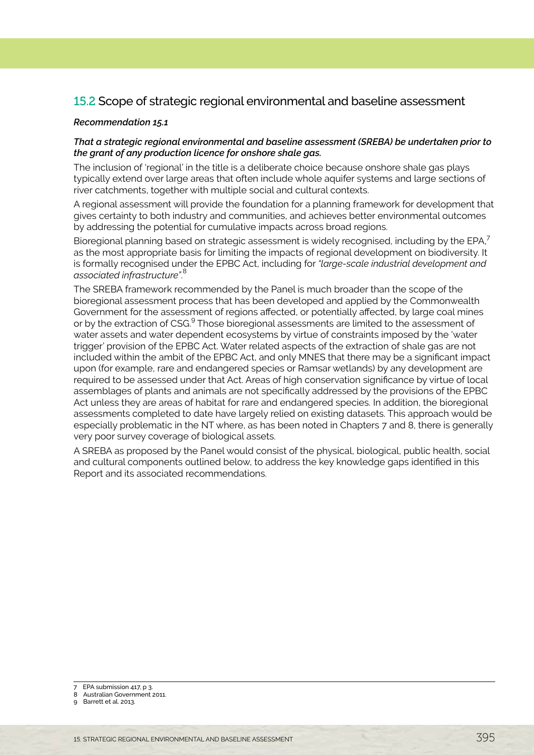## 15.2 Scope of strategic regional environmental and baseline assessment

***Recommendation 15.1***

***That a strategic regional environmental and baseline assessment (SREBA) be undertaken prior to the grant of any production licence for onshore shale gas.***

The inclusion of 'regional' in the title is a deliberate choice because onshore shale gas plays typically extend over large areas that often include whole aquifer systems and large sections of river catchments, together with multiple social and cultural contexts.

A regional assessment will provide the foundation for a planning framework for development that gives certainty to both industry and communities, and achieves better environmental outcomes by addressing the potential for cumulative impacts across broad regions.

Bioregional planning based on strategic assessment is widely recognised, including by the EPA,[7] as the most appropriate basis for limiting the impacts of regional development on biodiversity. It is formally recognised under the EPBC Act, including for *"large-scale industrial development and associated infrastructure"*.[8]

The SREBA framework recommended by the Panel is much broader than the scope of the bioregional assessment process that has been developed and applied by the Commonwealth Government for the assessment of regions affected, or potentially affected, by large coal mines or by the extraction of CSG.[9] Those bioregional assessments are limited to the assessment of water assets and water dependent ecosystems by virtue of constraints imposed by the 'water trigger' provision of the EPBC Act. Water related aspects of the extraction of shale gas are not included within the ambit of the EPBC Act, and only MNES that there may be a significant impact upon (for example, rare and endangered species or Ramsar wetlands) by any development are required to be assessed under that Act. Areas of high conservation significance by virtue of local assemblages of plants and animals are not specifically addressed by the provisions of the EPBC Act unless they are areas of habitat for rare and endangered species. In addition, the bioregional assessments completed to date have largely relied on existing datasets. This approach would be especially problematic in the NT where, as has been noted in Chapters 7 and 8, there is generally very poor survey coverage of biological assets.

A SREBA as proposed by the Panel would consist of the physical, biological, public health, social and cultural components outlined below, to address the key knowledge gaps identified in this Report and its associated recommendations.

---

7 EPA submission 417, p 3.

8 Australian Government 2011.

9 Barrett et al. 2013.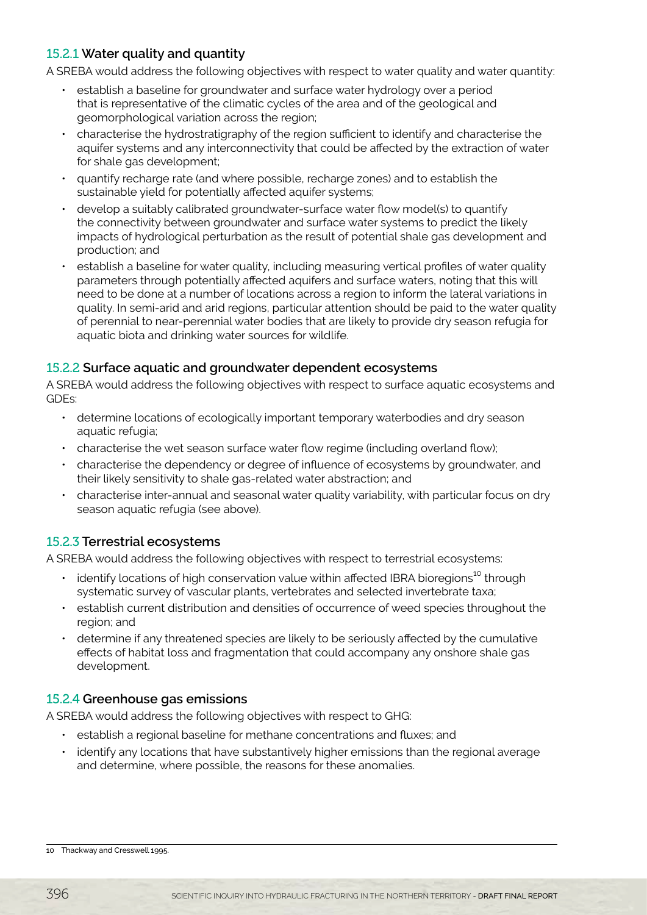### 15.2.1 Water quality and quantity

A SREBA would address the following objectives with respect to water quality and water quantity:

- establish a baseline for groundwater and surface water hydrology over a period that is representative of the climatic cycles of the area and of the geological and geomorphological variation across the region;
- characterise the hydrostratigraphy of the region sufficient to identify and characterise the aquifer systems and any interconnectivity that could be affected by the extraction of water for shale gas development;
- quantify recharge rate (and where possible, recharge zones) and to establish the sustainable yield for potentially affected aquifer systems;
- develop a suitably calibrated groundwater-surface water flow model(s) to quantify the connectivity between groundwater and surface water systems to predict the likely impacts of hydrological perturbation as the result of potential shale gas development and production; and
- establish a baseline for water quality, including measuring vertical profiles of water quality parameters through potentially affected aquifers and surface waters, noting that this will need to be done at a number of locations across a region to inform the lateral variations in quality. In semi-arid and arid regions, particular attention should be paid to the water quality of perennial to near-perennial water bodies that are likely to provide dry season refugia for aquatic biota and drinking water sources for wildlife.

### 15.2.2 Surface aquatic and groundwater dependent ecosystems

A SREBA would address the following objectives with respect to surface aquatic ecosystems and GDEs:

- determine locations of ecologically important temporary waterbodies and dry season aquatic refugia;
- characterise the wet season surface water flow regime (including overland flow);
- characterise the dependency or degree of influence of ecosystems by groundwater, and their likely sensitivity to shale gas-related water abstraction; and
- characterise inter-annual and seasonal water quality variability, with particular focus on dry season aquatic refugia (see above).

### 15.2.3 Terrestrial ecosystems

A SREBA would address the following objectives with respect to terrestrial ecosystems:

- identify locations of high conservation value within affected IBRA bioregions[10] through systematic survey of vascular plants, vertebrates and selected invertebrate taxa;
- establish current distribution and densities of occurrence of weed species throughout the region; and
- determine if any threatened species are likely to be seriously affected by the cumulative effects of habitat loss and fragmentation that could accompany any onshore shale gas development.

### 15.2.4 Greenhouse gas emissions

A SREBA would address the following objectives with respect to GHG:

- establish a regional baseline for methane concentrations and fluxes; and
- identify any locations that have substantively higher emissions than the regional average and determine, where possible, the reasons for these anomalies.

[10] Thackway and Cresswell 1995.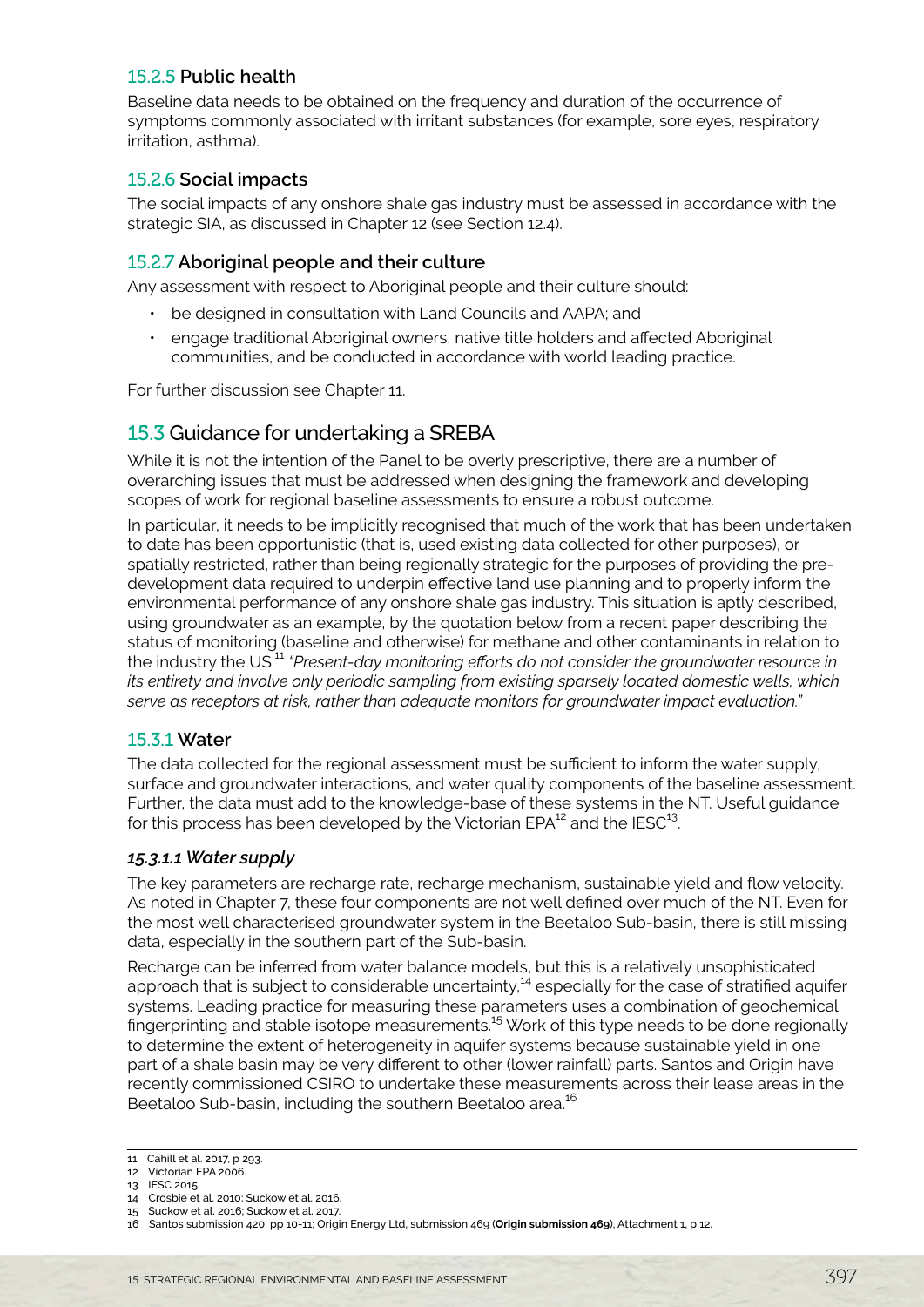### 15.2.5 Public health

Baseline data needs to be obtained on the frequency and duration of the occurrence of symptoms commonly associated with irritant substances (for example, sore eyes, respiratory irritation, asthma).

### 15.2.6 Social impacts

The social impacts of any onshore shale gas industry must be assessed in accordance with the strategic SIA, as discussed in Chapter 12 (see Section 12.4).

### 15.2.7 Aboriginal people and their culture

Any assessment with respect to Aboriginal people and their culture should:

- be designed in consultation with Land Councils and AAPA; and
- engage traditional Aboriginal owners, native title holders and affected Aboriginal communities, and be conducted in accordance with world leading practice.

For further discussion see Chapter 11.

## 15.3 Guidance for undertaking a SREBA

While it is not the intention of the Panel to be overly prescriptive, there are a number of overarching issues that must be addressed when designing the framework and developing scopes of work for regional baseline assessments to ensure a robust outcome.

In particular, it needs to be implicitly recognised that much of the work that has been undertaken to date has been opportunistic (that is, used existing data collected for other purposes), or spatially restricted, rather than being regionally strategic for the purposes of providing the pre-development data required to underpin effective land use planning and to properly inform the environmental performance of any onshore shale gas industry. This situation is aptly described, using groundwater as an example, by the quotation below from a recent paper describing the status of monitoring (baseline and otherwise) for methane and other contaminants in relation to the industry the US:[11] *"Present-day monitoring efforts do not consider the groundwater resource in its entirety and involve only periodic sampling from existing sparsely located domestic wells, which serve as receptors at risk, rather than adequate monitors for groundwater impact evaluation."*

### 15.3.1 Water

The data collected for the regional assessment must be sufficient to inform the water supply, surface and groundwater interactions, and water quality components of the baseline assessment. Further, the data must add to the knowledge-base of these systems in the NT. Useful guidance for this process has been developed by the Victorian EPA[12] and the IESC[13].

#### *15.3.1.1 Water supply*

The key parameters are recharge rate, recharge mechanism, sustainable yield and flow velocity. As noted in Chapter 7, these four components are not well defined over much of the NT. Even for the most well characterised groundwater system in the Beetaloo Sub-basin, there is still missing data, especially in the southern part of the Sub-basin.

Recharge can be inferred from water balance models, but this is a relatively unsophisticated approach that is subject to considerable uncertainty,[14] especially for the case of stratified aquifer systems. Leading practice for measuring these parameters uses a combination of geochemical fingerprinting and stable isotope measurements.[15] Work of this type needs to be done regionally to determine the extent of heterogeneity in aquifer systems because sustainable yield in one part of a shale basin may be very different to other (lower rainfall) parts. Santos and Origin have recently commissioned CSIRO to undertake these measurements across their lease areas in the Beetaloo Sub-basin, including the southern Beetaloo area.[16]

---

11 Cahill et al. 2017, p 293.
12 Victorian EPA 2006.
13 IESC 2015.
14 Crosbie et al. 2010; Suckow et al. 2016.
15 Suckow et al. 2016; Suckow et al. 2017.
16 Santos submission 420, pp 10-11; Origin Energy Ltd, submission 469 (**Origin submission 469**), Attachment 1, p 12.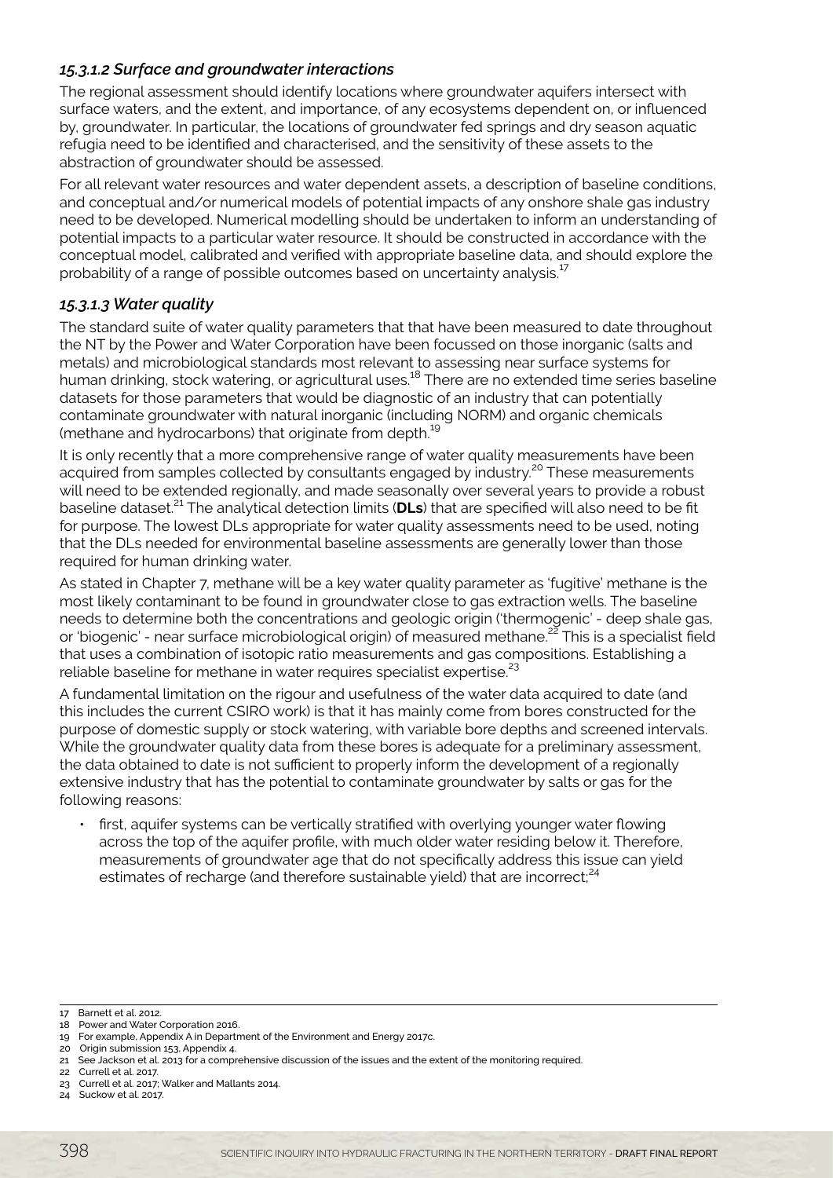### *15.3.1.2 Surface and groundwater interactions*

The regional assessment should identify locations where groundwater aquifers intersect with surface waters, and the extent, and importance, of any ecosystems dependent on, or influenced by, groundwater. In particular, the locations of groundwater fed springs and dry season aquatic refugia need to be identified and characterised, and the sensitivity of these assets to the abstraction of groundwater should be assessed.

For all relevant water resources and water dependent assets, a description of baseline conditions, and conceptual and/or numerical models of potential impacts of any onshore shale gas industry need to be developed. Numerical modelling should be undertaken to inform an understanding of potential impacts to a particular water resource. It should be constructed in accordance with the conceptual model, calibrated and verified with appropriate baseline data, and should explore the probability of a range of possible outcomes based on uncertainty analysis.[17]

### *15.3.1.3 Water quality*

The standard suite of water quality parameters that that have been measured to date throughout the NT by the Power and Water Corporation have been focussed on those inorganic (salts and metals) and microbiological standards most relevant to assessing near surface systems for human drinking, stock watering, or agricultural uses.[18] There are no extended time series baseline datasets for those parameters that would be diagnostic of an industry that can potentially contaminate groundwater with natural inorganic (including NORM) and organic chemicals (methane and hydrocarbons) that originate from depth.[19]

It is only recently that a more comprehensive range of water quality measurements have been acquired from samples collected by consultants engaged by industry.[20] These measurements will need to be extended regionally, and made seasonally over several years to provide a robust baseline dataset.[21] The analytical detection limits (**DLs**) that are specified will also need to be fit for purpose. The lowest DLs appropriate for water quality assessments need to be used, noting that the DLs needed for environmental baseline assessments are generally lower than those required for human drinking water.

As stated in Chapter 7, methane will be a key water quality parameter as 'fugitive' methane is the most likely contaminant to be found in groundwater close to gas extraction wells. The baseline needs to determine both the concentrations and geologic origin ('thermogenic' - deep shale gas, or 'biogenic' - near surface microbiological origin) of measured methane.[22] This is a specialist field that uses a combination of isotopic ratio measurements and gas compositions. Establishing a reliable baseline for methane in water requires specialist expertise.[23]

A fundamental limitation on the rigour and usefulness of the water data acquired to date (and this includes the current CSIRO work) is that it has mainly come from bores constructed for the purpose of domestic supply or stock watering, with variable bore depths and screened intervals. While the groundwater quality data from these bores is adequate for a preliminary assessment, the data obtained to date is not sufficient to properly inform the development of a regionally extensive industry that has the potential to contaminate groundwater by salts or gas for the following reasons:

- first, aquifer systems can be vertically stratified with overlying younger water flowing across the top of the aquifer profile, with much older water residing below it. Therefore, measurements of groundwater age that do not specifically address this issue can yield estimates of recharge (and therefore sustainable yield) that are incorrect;[24]

---

17 Barnett et al. 2012.
18 Power and Water Corporation 2016.
19 For example, Appendix A in Department of the Environment and Energy 2017c.
20 Origin submission 153, Appendix 4.
21 See Jackson et al. 2013 for a comprehensive discussion of the issues and the extent of the monitoring required.
22 Currell et al. 2017.
23 Currell et al. 2017; Walker and Mallants 2014.
24 Suckow et al. 2017.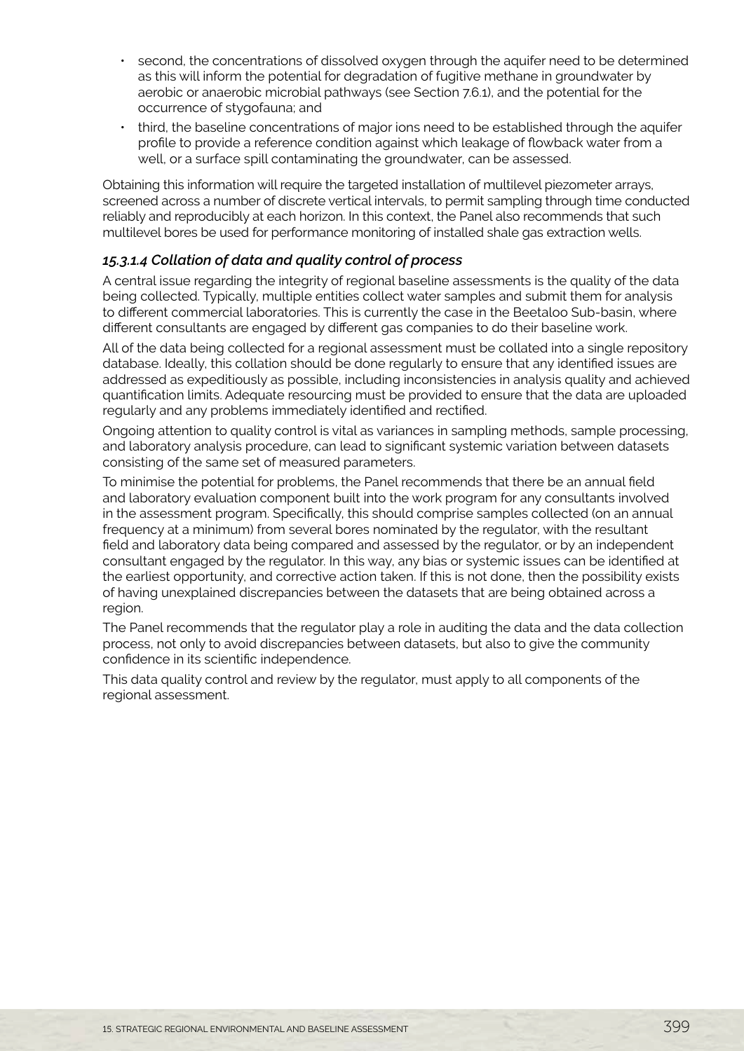- second, the concentrations of dissolved oxygen through the aquifer need to be determined as this will inform the potential for degradation of fugitive methane in groundwater by aerobic or anaerobic microbial pathways (see Section 7.6.1), and the potential for the occurrence of stygofauna; and
- third, the baseline concentrations of major ions need to be established through the aquifer profile to provide a reference condition against which leakage of flowback water from a well, or a surface spill contaminating the groundwater, can be assessed.

Obtaining this information will require the targeted installation of multilevel piezometer arrays, screened across a number of discrete vertical intervals, to permit sampling through time conducted reliably and reproducibly at each horizon. In this context, the Panel also recommends that such multilevel bores be used for performance monitoring of installed shale gas extraction wells.

#### *15.3.1.4 Collation of data and quality control of process*

A central issue regarding the integrity of regional baseline assessments is the quality of the data being collected. Typically, multiple entities collect water samples and submit them for analysis to different commercial laboratories. This is currently the case in the Beetaloo Sub-basin, where different consultants are engaged by different gas companies to do their baseline work.

All of the data being collected for a regional assessment must be collated into a single repository database. Ideally, this collation should be done regularly to ensure that any identified issues are addressed as expeditiously as possible, including inconsistencies in analysis quality and achieved quantification limits. Adequate resourcing must be provided to ensure that the data are uploaded regularly and any problems immediately identified and rectified.

Ongoing attention to quality control is vital as variances in sampling methods, sample processing, and laboratory analysis procedure, can lead to significant systemic variation between datasets consisting of the same set of measured parameters.

To minimise the potential for problems, the Panel recommends that there be an annual field and laboratory evaluation component built into the work program for any consultants involved in the assessment program. Specifically, this should comprise samples collected (on an annual frequency at a minimum) from several bores nominated by the regulator, with the resultant field and laboratory data being compared and assessed by the regulator, or by an independent consultant engaged by the regulator. In this way, any bias or systemic issues can be identified at the earliest opportunity, and corrective action taken. If this is not done, then the possibility exists of having unexplained discrepancies between the datasets that are being obtained across a region.

The Panel recommends that the regulator play a role in auditing the data and the data collection process, not only to avoid discrepancies between datasets, but also to give the community confidence in its scientific independence.

This data quality control and review by the regulator, must apply to all components of the regional assessment.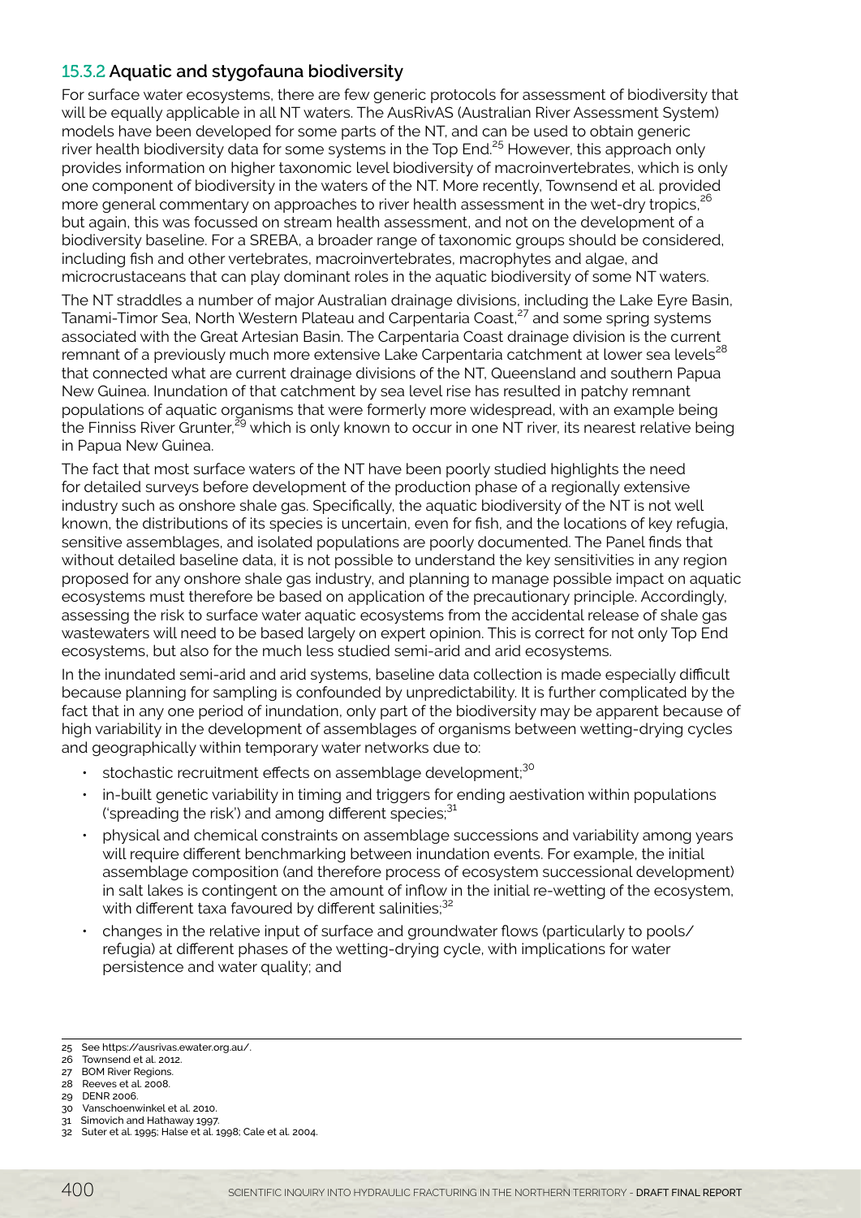### 15.3.2 Aquatic and stygofauna biodiversity

For surface water ecosystems, there are few generic protocols for assessment of biodiversity that will be equally applicable in all NT waters. The AusRivAS (Australian River Assessment System) models have been developed for some parts of the NT, and can be used to obtain generic river health biodiversity data for some systems in the Top End.[25] However, this approach only provides information on higher taxonomic level biodiversity of macroinvertebrates, which is only one component of biodiversity in the waters of the NT. More recently, Townsend et al. provided more general commentary on approaches to river health assessment in the wet-dry tropics,[26] but again, this was focussed on stream health assessment, and not on the development of a biodiversity baseline. For a SREBA, a broader range of taxonomic groups should be considered, including fish and other vertebrates, macroinvertebrates, macrophytes and algae, and microcrustaceans that can play dominant roles in the aquatic biodiversity of some NT waters.

The NT straddles a number of major Australian drainage divisions, including the Lake Eyre Basin, Tanami-Timor Sea, North Western Plateau and Carpentaria Coast,[27] and some spring systems associated with the Great Artesian Basin. The Carpentaria Coast drainage division is the current remnant of a previously much more extensive Lake Carpentaria catchment at lower sea levels[28] that connected what are current drainage divisions of the NT, Queensland and southern Papua New Guinea. Inundation of that catchment by sea level rise has resulted in patchy remnant populations of aquatic organisms that were formerly more widespread, with an example being the Finniss River Grunter,[29] which is only known to occur in one NT river, its nearest relative being in Papua New Guinea.

The fact that most surface waters of the NT have been poorly studied highlights the need for detailed surveys before development of the production phase of a regionally extensive industry such as onshore shale gas. Specifically, the aquatic biodiversity of the NT is not well known, the distributions of its species is uncertain, even for fish, and the locations of key refugia, sensitive assemblages, and isolated populations are poorly documented. The Panel finds that without detailed baseline data, it is not possible to understand the key sensitivities in any region proposed for any onshore shale gas industry, and planning to manage possible impact on aquatic ecosystems must therefore be based on application of the precautionary principle. Accordingly, assessing the risk to surface water aquatic ecosystems from the accidental release of shale gas wastewaters will need to be based largely on expert opinion. This is correct for not only Top End ecosystems, but also for the much less studied semi-arid and arid ecosystems.

In the inundated semi-arid and arid systems, baseline data collection is made especially difficult because planning for sampling is confounded by unpredictability. It is further complicated by the fact that in any one period of inundation, only part of the biodiversity may be apparent because of high variability in the development of assemblages of organisms between wetting-drying cycles and geographically within temporary water networks due to:

- stochastic recruitment effects on assemblage development;[30]
- in-built genetic variability in timing and triggers for ending aestivation within populations ('spreading the risk') and among different species;[31]
- physical and chemical constraints on assemblage successions and variability among years will require different benchmarking between inundation events. For example, the initial assemblage composition (and therefore process of ecosystem successional development) in salt lakes is contingent on the amount of inflow in the initial re-wetting of the ecosystem, with different taxa favoured by different salinities;[32]
- changes in the relative input of surface and groundwater flows (particularly to pools/refugia) at different phases of the wetting-drying cycle, with implications for water persistence and water quality; and

---

25 See https://ausrivas.ewater.org.au/.
26 Townsend et al. 2012.
27 BOM River Regions.
28 Reeves et al. 2008.
29 DENR 2006.
30 Vanschoenwinkel et al. 2010.
31 Simovich and Hathaway 1997.
32 Suter et al. 1995; Halse et al. 1998; Cale et al. 2004.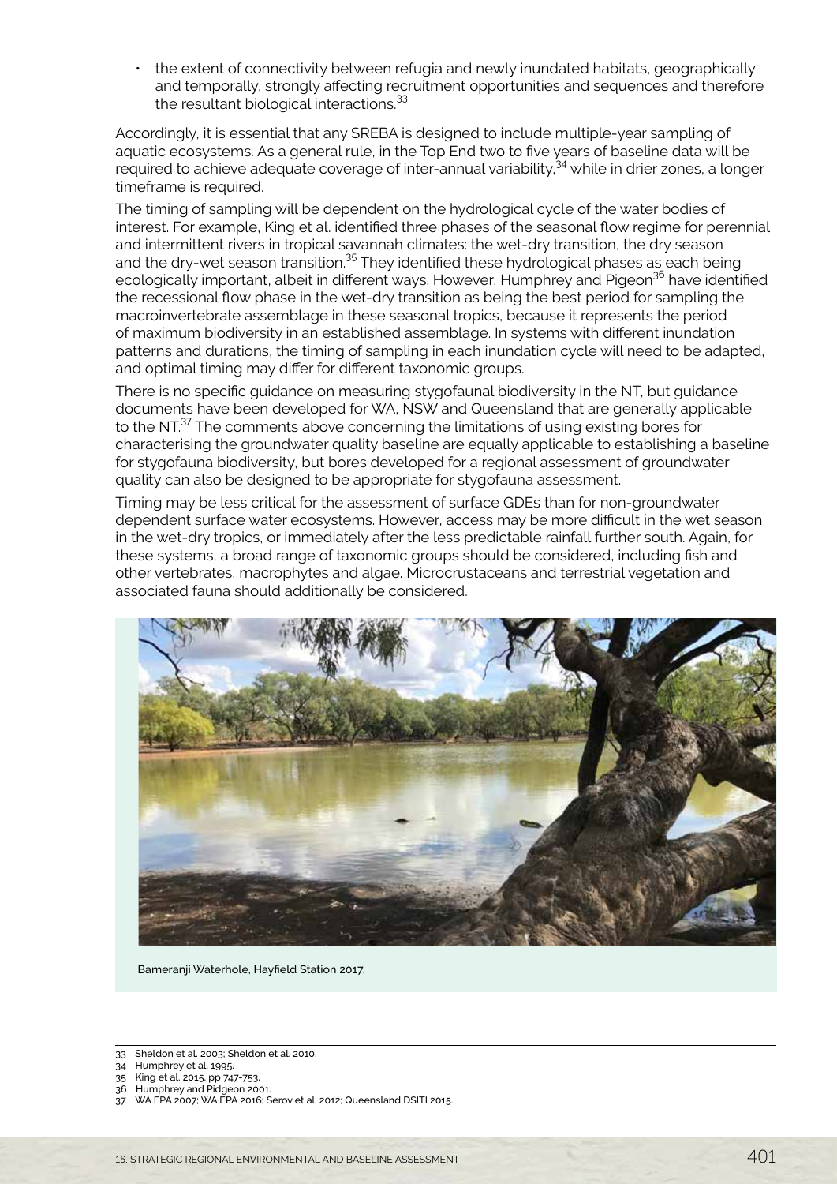- the extent of connectivity between refugia and newly inundated habitats, geographically and temporally, strongly affecting recruitment opportunities and sequences and therefore the resultant biological interactions.[33]

Accordingly, it is essential that any SREBA is designed to include multiple-year sampling of aquatic ecosystems. As a general rule, in the Top End two to five years of baseline data will be required to achieve adequate coverage of inter-annual variability,[34] while in drier zones, a longer timeframe is required.

The timing of sampling will be dependent on the hydrological cycle of the water bodies of interest. For example, King et al. identified three phases of the seasonal flow regime for perennial and intermittent rivers in tropical savannah climates: the wet-dry transition, the dry season and the dry-wet season transition.[35] They identified these hydrological phases as each being ecologically important, albeit in different ways. However, Humphrey and Pigeon[36] have identified the recessional flow phase in the wet-dry transition as being the best period for sampling the macroinvertebrate assemblage in these seasonal tropics, because it represents the period of maximum biodiversity in an established assemblage. In systems with different inundation patterns and durations, the timing of sampling in each inundation cycle will need to be adapted, and optimal timing may differ for different taxonomic groups.

There is no specific guidance on measuring stygofaunal biodiversity in the NT, but guidance documents have been developed for WA, NSW and Queensland that are generally applicable to the NT.[37] The comments above concerning the limitations of using existing bores for characterising the groundwater quality baseline are equally applicable to establishing a baseline for stygofauna biodiversity, but bores developed for a regional assessment of groundwater quality can also be designed to be appropriate for stygofauna assessment.

Timing may be less critical for the assessment of surface GDEs than for non-groundwater dependent surface water ecosystems. However, access may be more difficult in the wet season in the wet-dry tropics, or immediately after the less predictable rainfall further south. Again, for these systems, a broad range of taxonomic groups should be considered, including fish and other vertebrates, macrophytes and algae. Microcrustaceans and terrestrial vegetation and associated fauna should additionally be considered.

Bameranji Waterhole, Hayfield Station 2017.

---

33 Sheldon et al. 2003; Sheldon et al. 2010.
34 Humphrey et al. 1995.
35 King et al. 2015, pp 747-753.
36 Humphrey and Pidgeon 2001.
37 WA EPA 2007; WA EPA 2016; Serov et al. 2012; Queensland DSITI 2015.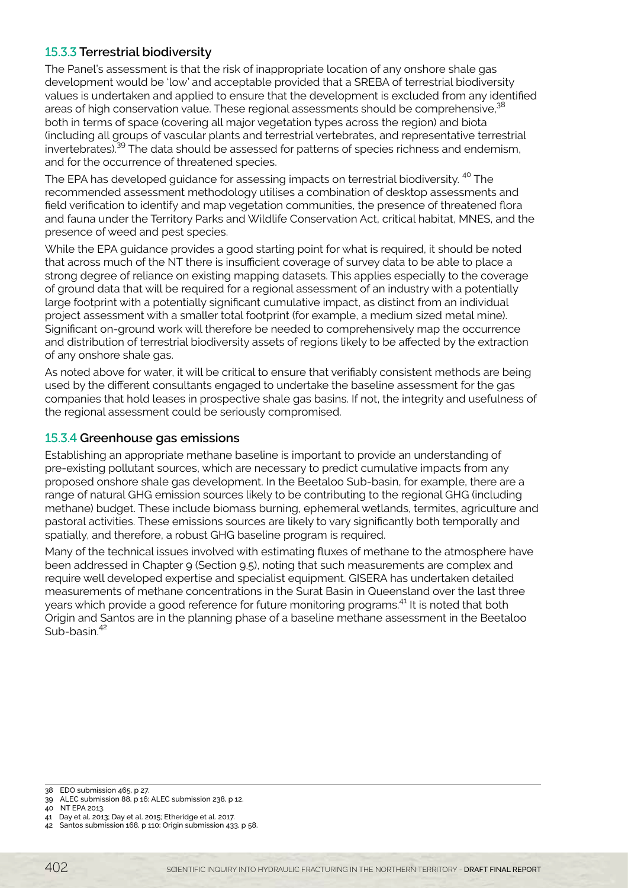### 15.3.3 Terrestrial biodiversity

The Panel's assessment is that the risk of inappropriate location of any onshore shale gas development would be 'low' and acceptable provided that a SREBA of terrestrial biodiversity values is undertaken and applied to ensure that the development is excluded from any identified areas of high conservation value. These regional assessments should be comprehensive,[38] both in terms of space (covering all major vegetation types across the region) and biota (including all groups of vascular plants and terrestrial vertebrates, and representative terrestrial invertebrates).[39] The data should be assessed for patterns of species richness and endemism, and for the occurrence of threatened species.

The EPA has developed guidance for assessing impacts on terrestrial biodiversity. [40] The recommended assessment methodology utilises a combination of desktop assessments and field verification to identify and map vegetation communities, the presence of threatened flora and fauna under the Territory Parks and Wildlife Conservation Act, critical habitat, MNES, and the presence of weed and pest species.

While the EPA guidance provides a good starting point for what is required, it should be noted that across much of the NT there is insufficient coverage of survey data to be able to place a strong degree of reliance on existing mapping datasets. This applies especially to the coverage of ground data that will be required for a regional assessment of an industry with a potentially large footprint with a potentially significant cumulative impact, as distinct from an individual project assessment with a smaller total footprint (for example, a medium sized metal mine). Significant on-ground work will therefore be needed to comprehensively map the occurrence and distribution of terrestrial biodiversity assets of regions likely to be affected by the extraction of any onshore shale gas.

As noted above for water, it will be critical to ensure that verifiably consistent methods are being used by the different consultants engaged to undertake the baseline assessment for the gas companies that hold leases in prospective shale gas basins. If not, the integrity and usefulness of the regional assessment could be seriously compromised.

### 15.3.4 Greenhouse gas emissions

Establishing an appropriate methane baseline is important to provide an understanding of pre-existing pollutant sources, which are necessary to predict cumulative impacts from any proposed onshore shale gas development. In the Beetaloo Sub-basin, for example, there are a range of natural GHG emission sources likely to be contributing to the regional GHG (including methane) budget. These include biomass burning, ephemeral wetlands, termites, agriculture and pastoral activities. These emissions sources are likely to vary significantly both temporally and spatially, and therefore, a robust GHG baseline program is required.

Many of the technical issues involved with estimating fluxes of methane to the atmosphere have been addressed in Chapter 9 (Section 9.5), noting that such measurements are complex and require well developed expertise and specialist equipment. GISERA has undertaken detailed measurements of methane concentrations in the Surat Basin in Queensland over the last three years which provide a good reference for future monitoring programs.[41] It is noted that both Origin and Santos are in the planning phase of a baseline methane assessment in the Beetaloo Sub-basin.[42]

---

38 EDO submission 465, p 27.
39 ALEC submission 88, p 16; ALEC submission 238, p 12.
40 NT EPA 2013.
41 Day et al. 2013; Day et al. 2015; Etheridge et al. 2017.
42 Santos submission 168, p 110; Origin submission 433, p 58.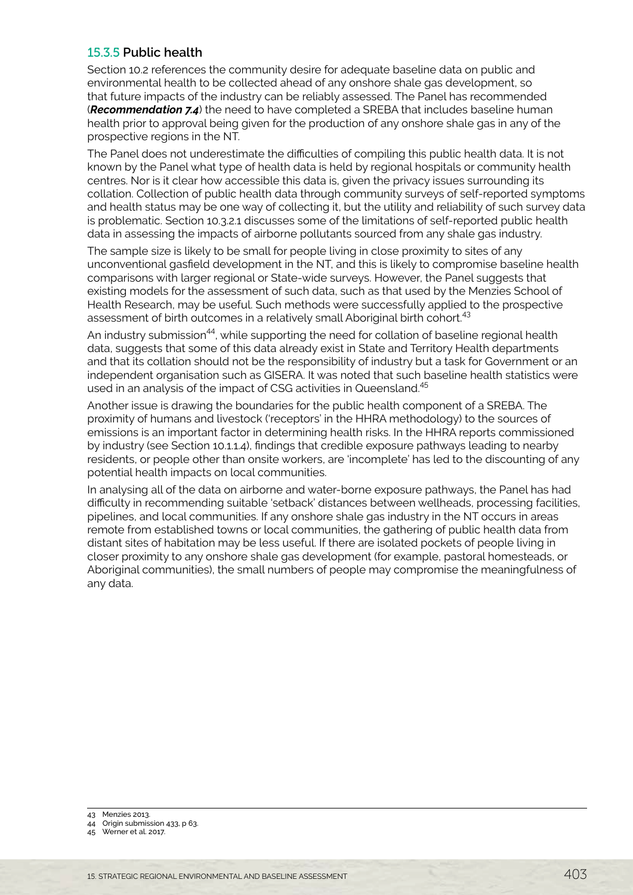### 15.3.5 Public health

Section 10.2 references the community desire for adequate baseline data on public and environmental health to be collected ahead of any onshore shale gas development, so that future impacts of the industry can be reliably assessed. The Panel has recommended (***Recommendation 7.4***) the need to have completed a SREBA that includes baseline human health prior to approval being given for the production of any onshore shale gas in any of the prospective regions in the NT.

The Panel does not underestimate the difficulties of compiling this public health data. It is not known by the Panel what type of health data is held by regional hospitals or community health centres. Nor is it clear how accessible this data is, given the privacy issues surrounding its collation. Collection of public health data through community surveys of self-reported symptoms and health status may be one way of collecting it, but the utility and reliability of such survey data is problematic. Section 10.3.2.1 discusses some of the limitations of self-reported public health data in assessing the impacts of airborne pollutants sourced from any shale gas industry.

The sample size is likely to be small for people living in close proximity to sites of any unconventional gasfield development in the NT, and this is likely to compromise baseline health comparisons with larger regional or State-wide surveys. However, the Panel suggests that existing models for the assessment of such data, such as that used by the Menzies School of Health Research, may be useful. Such methods were successfully applied to the prospective assessment of birth outcomes in a relatively small Aboriginal birth cohort.[43]

An industry submission[44], while supporting the need for collation of baseline regional health data, suggests that some of this data already exist in State and Territory Health departments and that its collation should not be the responsibility of industry but a task for Government or an independent organisation such as GISERA. It was noted that such baseline health statistics were used in an analysis of the impact of CSG activities in Queensland.[45]

Another issue is drawing the boundaries for the public health component of a SREBA. The proximity of humans and livestock ('receptors' in the HHRA methodology) to the sources of emissions is an important factor in determining health risks. In the HHRA reports commissioned by industry (see Section 10.1.1.4), findings that credible exposure pathways leading to nearby residents, or people other than onsite workers, are 'incomplete' has led to the discounting of any potential health impacts on local communities.

In analysing all of the data on airborne and water-borne exposure pathways, the Panel has had difficulty in recommending suitable 'setback' distances between wellheads, processing facilities, pipelines, and local communities. If any onshore shale gas industry in the NT occurs in areas remote from established towns or local communities, the gathering of public health data from distant sites of habitation may be less useful. If there are isolated pockets of people living in closer proximity to any onshore shale gas development (for example, pastoral homesteads, or Aboriginal communities), the small numbers of people may compromise the meaningfulness of any data.

---

43 Menzies 2013.

44 Origin submission 433, p 63.

45 Werner et al. 2017.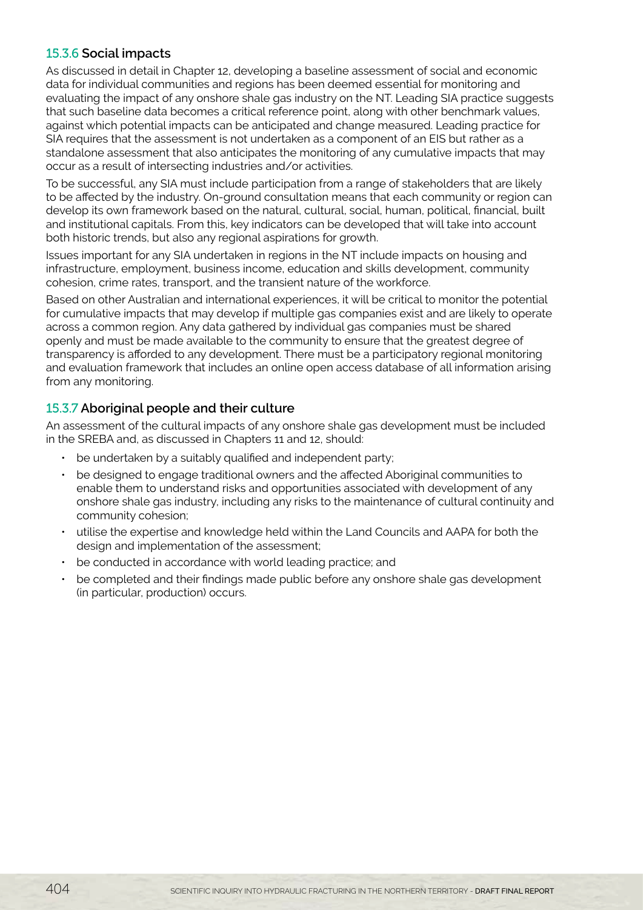### 15.3.6 Social impacts

As discussed in detail in Chapter 12, developing a baseline assessment of social and economic data for individual communities and regions has been deemed essential for monitoring and evaluating the impact of any onshore shale gas industry on the NT. Leading SIA practice suggests that such baseline data becomes a critical reference point, along with other benchmark values, against which potential impacts can be anticipated and change measured. Leading practice for SIA requires that the assessment is not undertaken as a component of an EIS but rather as a standalone assessment that also anticipates the monitoring of any cumulative impacts that may occur as a result of intersecting industries and/or activities.

To be successful, any SIA must include participation from a range of stakeholders that are likely to be affected by the industry. On-ground consultation means that each community or region can develop its own framework based on the natural, cultural, social, human, political, financial, built and institutional capitals. From this, key indicators can be developed that will take into account both historic trends, but also any regional aspirations for growth.

Issues important for any SIA undertaken in regions in the NT include impacts on housing and infrastructure, employment, business income, education and skills development, community cohesion, crime rates, transport, and the transient nature of the workforce.

Based on other Australian and international experiences, it will be critical to monitor the potential for cumulative impacts that may develop if multiple gas companies exist and are likely to operate across a common region. Any data gathered by individual gas companies must be shared openly and must be made available to the community to ensure that the greatest degree of transparency is afforded to any development. There must be a participatory regional monitoring and evaluation framework that includes an online open access database of all information arising from any monitoring.

### 15.3.7 Aboriginal people and their culture

An assessment of the cultural impacts of any onshore shale gas development must be included in the SREBA and, as discussed in Chapters 11 and 12, should:

- be undertaken by a suitably qualified and independent party;
- be designed to engage traditional owners and the affected Aboriginal communities to enable them to understand risks and opportunities associated with development of any onshore shale gas industry, including any risks to the maintenance of cultural continuity and community cohesion;
- utilise the expertise and knowledge held within the Land Councils and AAPA for both the design and implementation of the assessment;
- be conducted in accordance with world leading practice; and
- be completed and their findings made public before any onshore shale gas development (in particular, production) occurs.